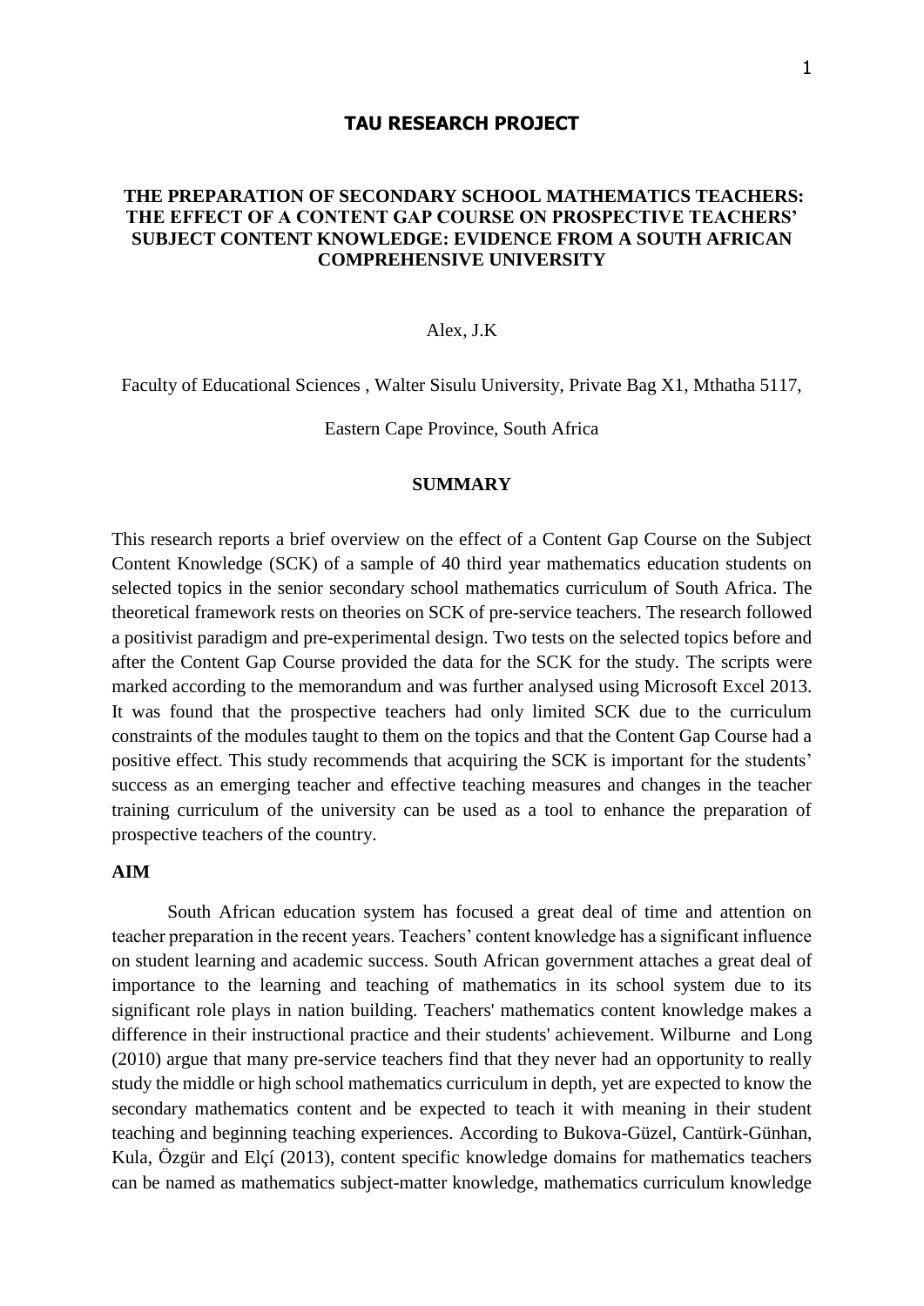# TAU RESEARCH PROJECT

## THE PREPARATION OF SECONDARY SCHOOL MATHEMATICS TEACHERS: THE EFFECT OF A CONTENT GAP COURSE ON PROSPECTIVE TEACHERS' SUBJECT CONTENT KNOWLEDGE: EVIDENCE FROM A SOUTH AFRICAN COMPREHENSIVE UNIVERSITY

Alex, J.K

Faculty of Educational Sciences , Walter Sisulu University, Private Bag X1, Mthatha 5117,

Eastern Cape Province, South Africa

### SUMMARY

This research reports a brief overview on the effect of a Content Gap Course on the Subject Content Knowledge (SCK) of a sample of 40 third year mathematics education students on selected topics in the senior secondary school mathematics curriculum of South Africa. The theoretical framework rests on theories on SCK of pre-service teachers. The research followed a positivist paradigm and pre-experimental design. Two tests on the selected topics before and after the Content Gap Course provided the data for the SCK for the study. The scripts were marked according to the memorandum and was further analysed using Microsoft Excel 2013. It was found that the prospective teachers had only limited SCK due to the curriculum constraints of the modules taught to them on the topics and that the Content Gap Course had a positive effect. This study recommends that acquiring the SCK is important for the students' success as an emerging teacher and effective teaching measures and changes in the teacher training curriculum of the university can be used as a tool to enhance the preparation of prospective teachers of the country.

### AIM

South African education system has focused a great deal of time and attention on teacher preparation in the recent years. Teachers' content knowledge has a significant influence on student learning and academic success. South African government attaches a great deal of importance to the learning and teaching of mathematics in its school system due to its significant role plays in nation building. Teachers' mathematics content knowledge makes a difference in their instructional practice and their students' achievement. Wilburne and Long (2010) argue that many pre-service teachers find that they never had an opportunity to really study the middle or high school mathematics curriculum in depth, yet are expected to know the secondary mathematics content and be expected to teach it with meaning in their student teaching and beginning teaching experiences. According to Bukova-Güzel, Cantürk-Günhan, Kula, Özgür and Elçí (2013), content specific knowledge domains for mathematics teachers can be named as mathematics subject-matter knowledge, mathematics curriculum knowledge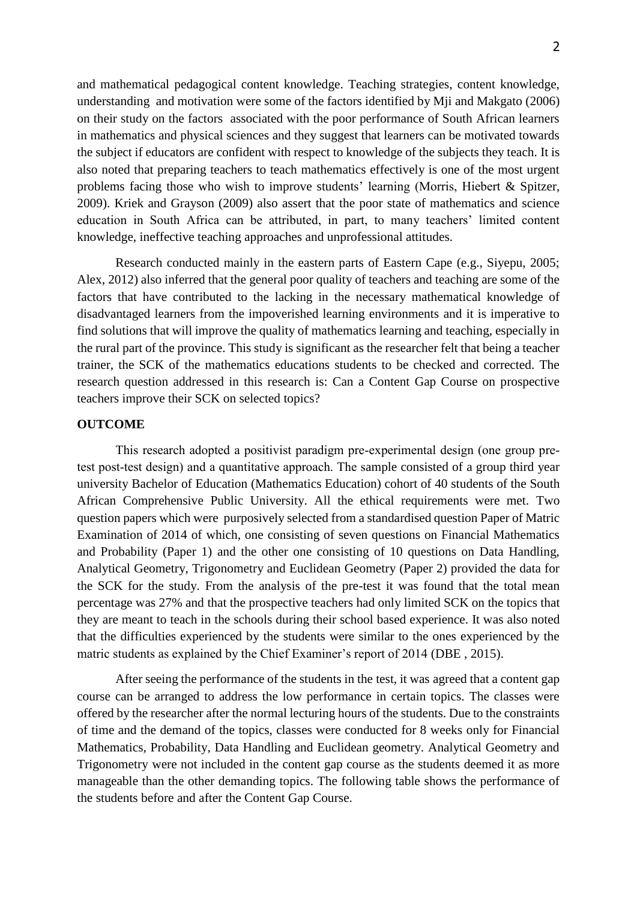and mathematical pedagogical content knowledge. Teaching strategies, content knowledge, understanding and motivation were some of the factors identified by Mji and Makgato (2006) on their study on the factors associated with the poor performance of South African learners in mathematics and physical sciences and they suggest that learners can be motivated towards the subject if educators are confident with respect to knowledge of the subjects they teach. It is also noted that preparing teachers to teach mathematics effectively is one of the most urgent problems facing those who wish to improve students' learning (Morris, Hiebert & Spitzer, 2009). Kriek and Grayson (2009) also assert that the poor state of mathematics and science education in South Africa can be attributed, in part, to many teachers' limited content knowledge, ineffective teaching approaches and unprofessional attitudes.

Research conducted mainly in the eastern parts of Eastern Cape (e.g., Siyepu, 2005; Alex, 2012) also inferred that the general poor quality of teachers and teaching are some of the factors that have contributed to the lacking in the necessary mathematical knowledge of disadvantaged learners from the impoverished learning environments and it is imperative to find solutions that will improve the quality of mathematics learning and teaching, especially in the rural part of the province. This study is significant as the researcher felt that being a teacher trainer, the SCK of the mathematics educations students to be checked and corrected. The research question addressed in this research is: Can a Content Gap Course on prospective teachers improve their SCK on selected topics?

## OUTCOME

This research adopted a positivist paradigm pre-experimental design (one group pre-test post-test design) and a quantitative approach. The sample consisted of a group third year university Bachelor of Education (Mathematics Education) cohort of 40 students of the South African Comprehensive Public University. All the ethical requirements were met. Two question papers which were purposively selected from a standardised question Paper of Matric Examination of 2014 of which, one consisting of seven questions on Financial Mathematics and Probability (Paper 1) and the other one consisting of 10 questions on Data Handling, Analytical Geometry, Trigonometry and Euclidean Geometry (Paper 2) provided the data for the SCK for the study. From the analysis of the pre-test it was found that the total mean percentage was 27% and that the prospective teachers had only limited SCK on the topics that they are meant to teach in the schools during their school based experience. It was also noted that the difficulties experienced by the students were similar to the ones experienced by the matric students as explained by the Chief Examiner's report of 2014 (DBE , 2015).

After seeing the performance of the students in the test, it was agreed that a content gap course can be arranged to address the low performance in certain topics. The classes were offered by the researcher after the normal lecturing hours of the students. Due to the constraints of time and the demand of the topics, classes were conducted for 8 weeks only for Financial Mathematics, Probability, Data Handling and Euclidean geometry. Analytical Geometry and Trigonometry were not included in the content gap course as the students deemed it as more manageable than the other demanding topics. The following table shows the performance of the students before and after the Content Gap Course.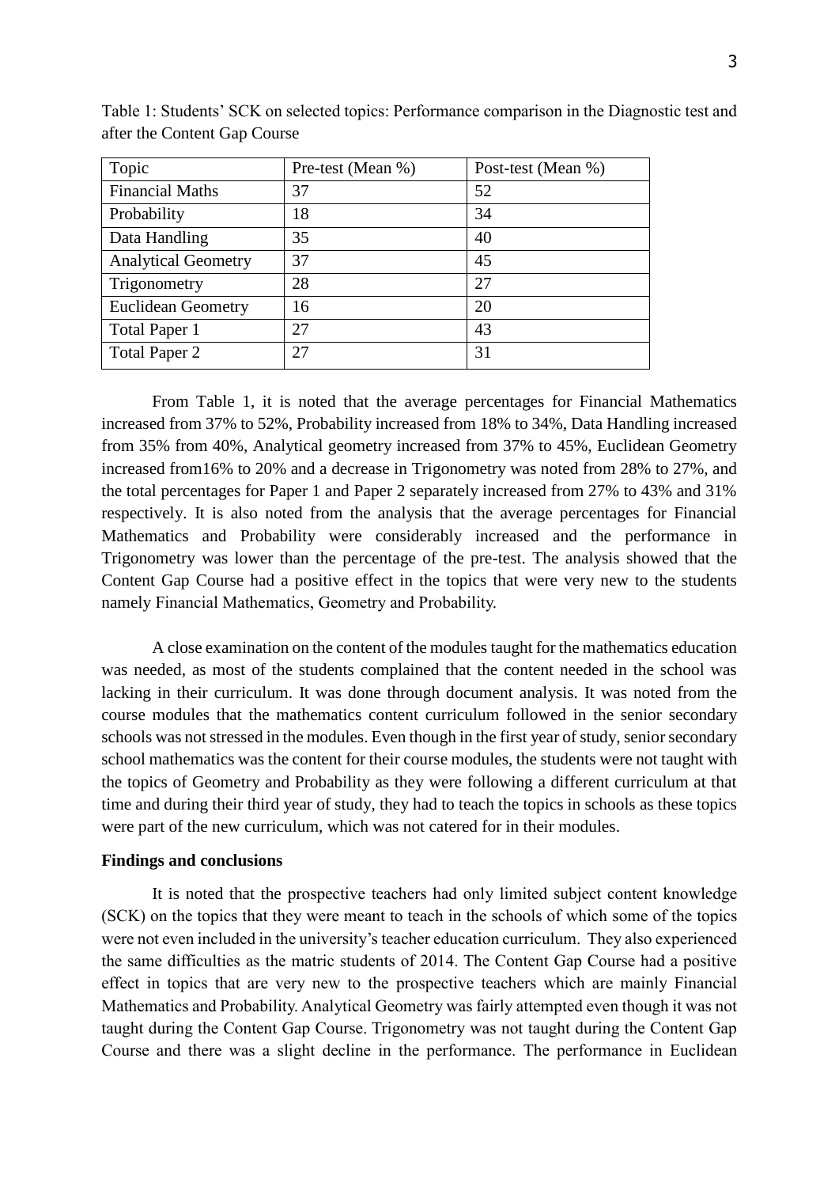Table 1: Students' SCK on selected topics: Performance comparison in the Diagnostic test and after the Content Gap Course

| Topic | Pre-test (Mean %) | Post-test (Mean %) |
|---|---|---|
| Financial Maths | 37 | 52 |
| Probability | 18 | 34 |
| Data Handling | 35 | 40 |
| Analytical Geometry | 37 | 45 |
| Trigonometry | 28 | 27 |
| Euclidean Geometry | 16 | 20 |
| Total Paper 1 | 27 | 43 |
| Total Paper 2 | 27 | 31 |

From Table 1, it is noted that the average percentages for Financial Mathematics increased from 37% to 52%, Probability increased from 18% to 34%, Data Handling increased from 35% from 40%, Analytical geometry increased from 37% to 45%, Euclidean Geometry increased from16% to 20% and a decrease in Trigonometry was noted from 28% to 27%, and the total percentages for Paper 1 and Paper 2 separately increased from 27% to 43% and 31% respectively. It is also noted from the analysis that the average percentages for Financial Mathematics and Probability were considerably increased and the performance in Trigonometry was lower than the percentage of the pre-test. The analysis showed that the Content Gap Course had a positive effect in the topics that were very new to the students namely Financial Mathematics, Geometry and Probability.

A close examination on the content of the modules taught for the mathematics education was needed, as most of the students complained that the content needed in the school was lacking in their curriculum. It was done through document analysis. It was noted from the course modules that the mathematics content curriculum followed in the senior secondary schools was not stressed in the modules. Even though in the first year of study, senior secondary school mathematics was the content for their course modules, the students were not taught with the topics of Geometry and Probability as they were following a different curriculum at that time and during their third year of study, they had to teach the topics in schools as these topics were part of the new curriculum, which was not catered for in their modules.

**Findings and conclusions**

It is noted that the prospective teachers had only limited subject content knowledge (SCK) on the topics that they were meant to teach in the schools of which some of the topics were not even included in the university's teacher education curriculum. They also experienced the same difficulties as the matric students of 2014. The Content Gap Course had a positive effect in topics that are very new to the prospective teachers which are mainly Financial Mathematics and Probability. Analytical Geometry was fairly attempted even though it was not taught during the Content Gap Course. Trigonometry was not taught during the Content Gap Course and there was a slight decline in the performance. The performance in Euclidean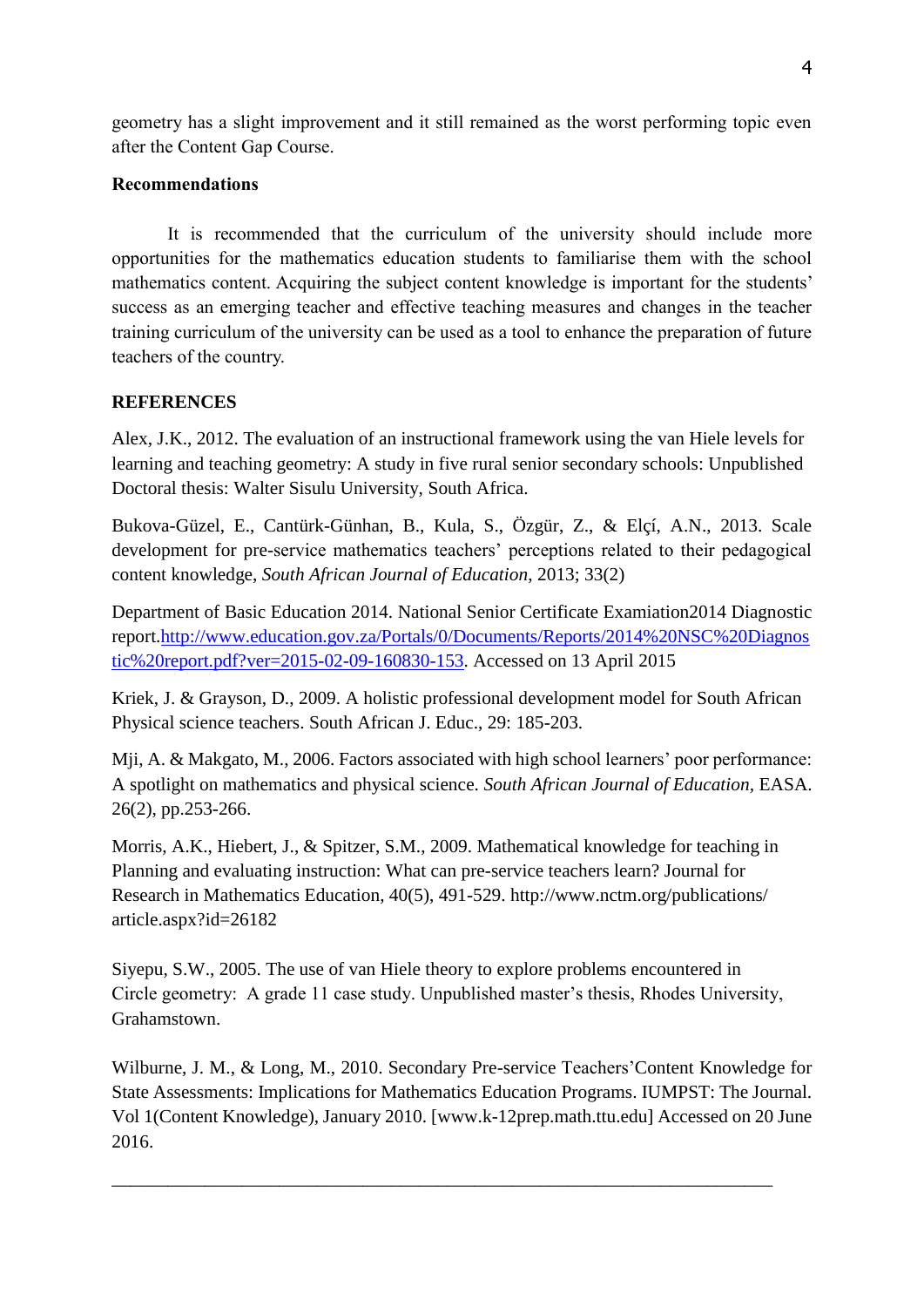geometry has a slight improvement and it still remained as the worst performing topic even after the Content Gap Course.

**Recommendations**

It is recommended that the curriculum of the university should include more opportunities for the mathematics education students to familiarise them with the school mathematics content. Acquiring the subject content knowledge is important for the students' success as an emerging teacher and effective teaching measures and changes in the teacher training curriculum of the university can be used as a tool to enhance the preparation of future teachers of the country.

**REFERENCES**

Alex, J.K., 2012. The evaluation of an instructional framework using the van Hiele levels for learning and teaching geometry: A study in five rural senior secondary schools: Unpublished Doctoral thesis: Walter Sisulu University, South Africa.

Bukova-Güzel, E., Cantürk-Günhan, B., Kula, S., Özgür, Z., & Elçí, A.N., 2013. Scale development for pre-service mathematics teachers' perceptions related to their pedagogical content knowledge, *South African Journal of Education*, 2013; 33(2)

Department of Basic Education 2014. National Senior Certificate Examiation2014 Diagnostic report.http://www.education.gov.za/Portals/0/Documents/Reports/2014%20NSC%20Diagnostic%20report.pdf?ver=2015-02-09-160830-153. Accessed on 13 April 2015

Kriek, J. & Grayson, D., 2009. A holistic professional development model for South African Physical science teachers. South African J. Educ., 29: 185-203.

Mji, A. & Makgato, M., 2006. Factors associated with high school learners' poor performance: A spotlight on mathematics and physical science. *South African Journal of Education*, EASA. 26(2), pp.253-266.

Morris, A.K., Hiebert, J., & Spitzer, S.M., 2009. Mathematical knowledge for teaching in Planning and evaluating instruction: What can pre-service teachers learn? Journal for Research in Mathematics Education, 40(5), 491-529. http://www.nctm.org/publications/article.aspx?id=26182

Siyepu, S.W., 2005. The use of van Hiele theory to explore problems encountered in Circle geometry: A grade 11 case study. Unpublished master's thesis, Rhodes University, Grahamstown.

Wilburne, J. M., & Long, M., 2010. Secondary Pre-service Teachers'Content Knowledge for State Assessments: Implications for Mathematics Education Programs. IUMPST: The Journal. Vol 1(Content Knowledge), January 2010. [www.k-12prep.math.ttu.edu] Accessed on 20 June 2016.